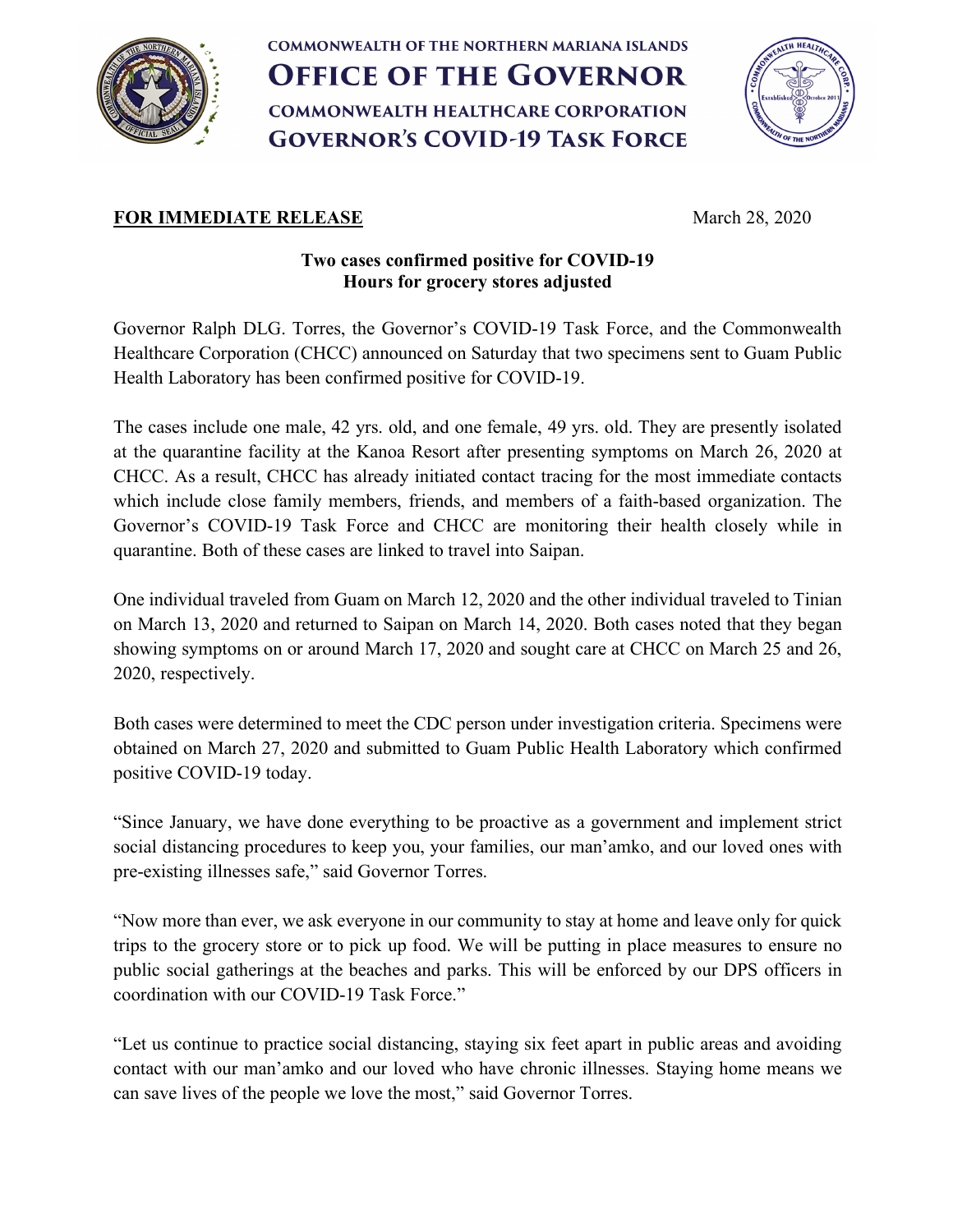**COMMONWEALTH OF THE NORTHERN MARIANA ISLANDS**

# OFFICE OF THE GOVERNOR

**COMMONWEALTH HEALTHCARE CORPORATION**

## GOVERNOR'S COVID-19 TASK FORCE

**FOR IMMEDIATE RELEASE** March 28, 2020

**Two cases confirmed positive for COVID-19**
**Hours for grocery stores adjusted**

Governor Ralph DLG. Torres, the Governor's COVID-19 Task Force, and the Commonwealth Healthcare Corporation (CHCC) announced on Saturday that two specimens sent to Guam Public Health Laboratory has been confirmed positive for COVID-19.

The cases include one male, 42 yrs. old, and one female, 49 yrs. old. They are presently isolated at the quarantine facility at the Kanoa Resort after presenting symptoms on March 26, 2020 at CHCC. As a result, CHCC has already initiated contact tracing for the most immediate contacts which include close family members, friends, and members of a faith-based organization. The Governor's COVID-19 Task Force and CHCC are monitoring their health closely while in quarantine. Both of these cases are linked to travel into Saipan.

One individual traveled from Guam on March 12, 2020 and the other individual traveled to Tinian on March 13, 2020 and returned to Saipan on March 14, 2020. Both cases noted that they began showing symptoms on or around March 17, 2020 and sought care at CHCC on March 25 and 26, 2020, respectively.

Both cases were determined to meet the CDC person under investigation criteria. Specimens were obtained on March 27, 2020 and submitted to Guam Public Health Laboratory which confirmed positive COVID-19 today.

"Since January, we have done everything to be proactive as a government and implement strict social distancing procedures to keep you, your families, our man'amko, and our loved ones with pre-existing illnesses safe," said Governor Torres.

"Now more than ever, we ask everyone in our community to stay at home and leave only for quick trips to the grocery store or to pick up food. We will be putting in place measures to ensure no public social gatherings at the beaches and parks. This will be enforced by our DPS officers in coordination with our COVID-19 Task Force."

"Let us continue to practice social distancing, staying six feet apart in public areas and avoiding contact with our man'amko and our loved who have chronic illnesses. Staying home means we can save lives of the people we love the most," said Governor Torres.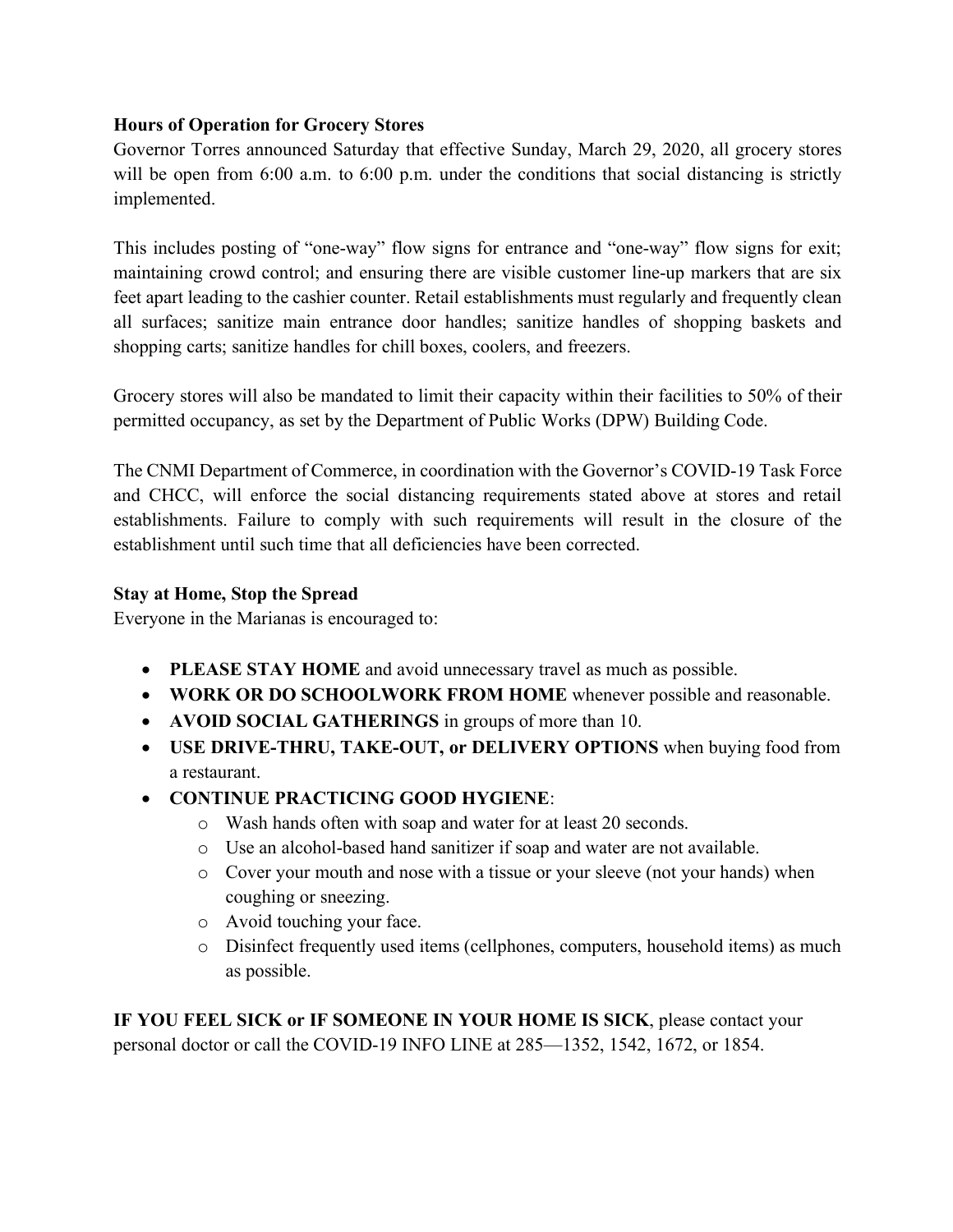**Hours of Operation for Grocery Stores**

Governor Torres announced Saturday that effective Sunday, March 29, 2020, all grocery stores will be open from 6:00 a.m. to 6:00 p.m. under the conditions that social distancing is strictly implemented.

This includes posting of "one-way" flow signs for entrance and "one-way" flow signs for exit; maintaining crowd control; and ensuring there are visible customer line-up markers that are six feet apart leading to the cashier counter. Retail establishments must regularly and frequently clean all surfaces; sanitize main entrance door handles; sanitize handles of shopping baskets and shopping carts; sanitize handles for chill boxes, coolers, and freezers.

Grocery stores will also be mandated to limit their capacity within their facilities to 50% of their permitted occupancy, as set by the Department of Public Works (DPW) Building Code.

The CNMI Department of Commerce, in coordination with the Governor's COVID-19 Task Force and CHCC, will enforce the social distancing requirements stated above at stores and retail establishments. Failure to comply with such requirements will result in the closure of the establishment until such time that all deficiencies have been corrected.

**Stay at Home, Stop the Spread**

Everyone in the Marianas is encouraged to:

- **PLEASE STAY HOME** and avoid unnecessary travel as much as possible.
- **WORK OR DO SCHOOLWORK FROM HOME** whenever possible and reasonable.
- **AVOID SOCIAL GATHERINGS** in groups of more than 10.
- **USE DRIVE-THRU, TAKE-OUT, or DELIVERY OPTIONS** when buying food from a restaurant.
- **CONTINUE PRACTICING GOOD HYGIENE**:
  - Wash hands often with soap and water for at least 20 seconds.
  - Use an alcohol-based hand sanitizer if soap and water are not available.
  - Cover your mouth and nose with a tissue or your sleeve (not your hands) when coughing or sneezing.
  - Avoid touching your face.
  - Disinfect frequently used items (cellphones, computers, household items) as much as possible.

**IF YOU FEEL SICK or IF SOMEONE IN YOUR HOME IS SICK**, please contact your personal doctor or call the COVID-19 INFO LINE at 285—1352, 1542, 1672, or 1854.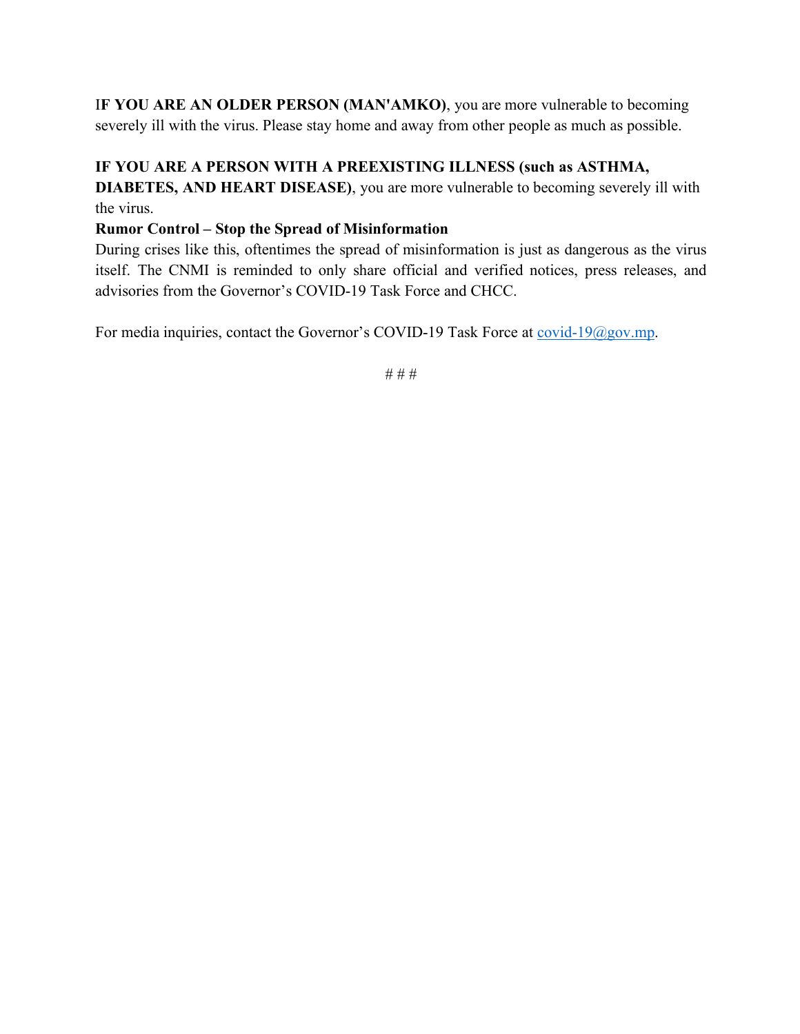**IF YOU ARE AN OLDER PERSON (MAN'AMKO)**, you are more vulnerable to becoming severely ill with the virus. Please stay home and away from other people as much as possible.

**IF YOU ARE A PERSON WITH A PREEXISTING ILLNESS (such as ASTHMA, DIABETES, AND HEART DISEASE)**, you are more vulnerable to becoming severely ill with the virus.

**Rumor Control – Stop the Spread of Misinformation**

During crises like this, oftentimes the spread of misinformation is just as dangerous as the virus itself. The CNMI is reminded to only share official and verified notices, press releases, and advisories from the Governor's COVID-19 Task Force and CHCC.

For media inquiries, contact the Governor's COVID-19 Task Force at covid-19@gov.mp.

# # #